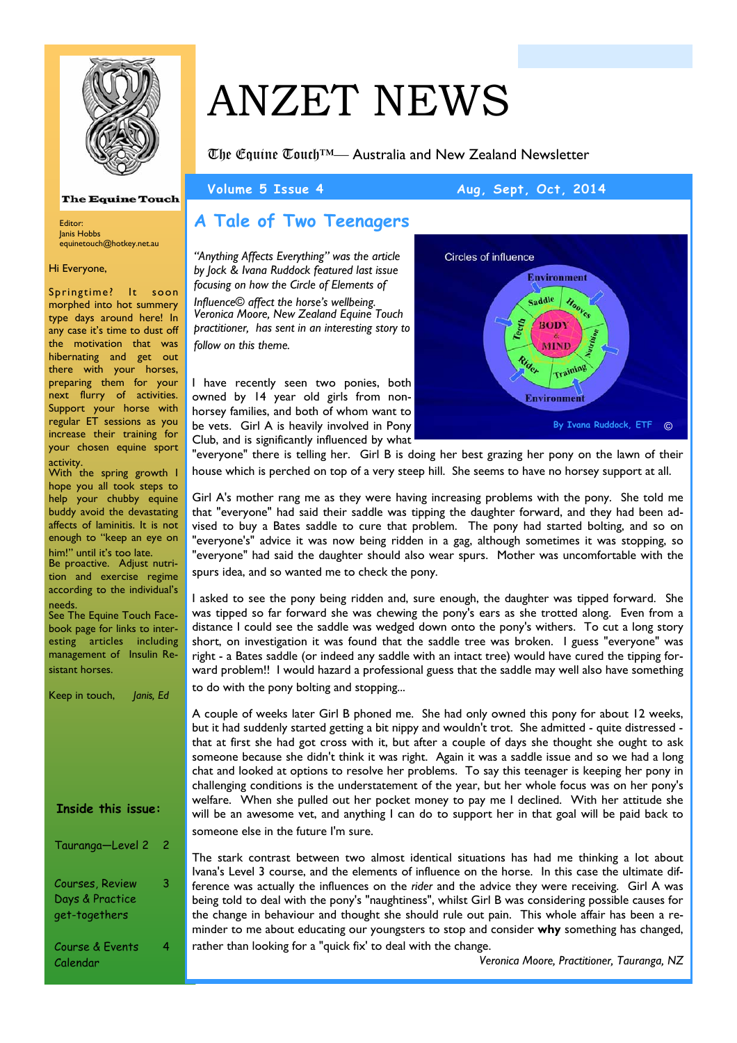# ANZET NEWS

The Equine Touch™— Australia and New Zealand Newsletter

Volume 5 Issue 4 — Aug, Sept, Oct, 2014

The Equine Touch

Editor:
Janis Hobbs
equinetouch@hotkey.net.au

Hi Everyone,

Springtime? It soon morphed into hot summery type days around here! In any case it's time to dust off the motivation that was hibernating and get out there with your horses, preparing them for your next flurry of activities. Support your horse with regular ET sessions as you increase their training for your chosen equine sport activity.

With the spring growth I hope you all took steps to help your chubby equine buddy avoid the devastating affects of laminitis. It is not enough to "keep an eye on him!" until it's too late.

Be proactive. Adjust nutrition and exercise regime according to the individual's needs.

See The Equine Touch Facebook page for links to interesting articles including management of Insulin Resistant horses.

Keep in touch, *Janis, Ed*

**Inside this issue:**

| | |
|---|---|
| Tauranga—Level 2 | 2 |
| Courses, Review Days & Practice get-togethers | 3 |
| Course & Events Calendar | 4 |

## A Tale of Two Teenagers

*"Anything Affects Everything" was the article by Jock & Ivana Ruddock featured last issue focusing on how the Circle of Elements of Influence© affect the horse's wellbeing. Veronica Moore, New Zealand Equine Touch practitioner, has sent in an interesting story to follow on this theme.*

Circles of influence — Environment, Saddle, Hooves, Nutrition, Training, Rider, Teeth, BODY & MIND — By Ivana Ruddock, ETF ©

I have recently seen two ponies, both owned by 14 year old girls from non-horsey families, and both of whom want to be vets. Girl A is heavily involved in Pony Club, and is significantly influenced by what "everyone" there is telling her. Girl B is doing her best grazing her pony on the lawn of their house which is perched on top of a very steep hill. She seems to have no horsey support at all.

Girl A's mother rang me as they were having increasing problems with the pony. She told me that "everyone" had said their saddle was tipping the daughter forward, and they had been advised to buy a Bates saddle to cure that problem. The pony had started bolting, and so on "everyone's" advice it was now being ridden in a gag, although sometimes it was stopping, so "everyone" had said the daughter should also wear spurs. Mother was uncomfortable with the spurs idea, and so wanted me to check the pony.

I asked to see the pony being ridden and, sure enough, the daughter was tipped forward. She was tipped so far forward she was chewing the pony's ears as she trotted along. Even from a distance I could see the saddle was wedged down onto the pony's withers. To cut a long story short, on investigation it was found that the saddle tree was broken. I guess "everyone" was right - a Bates saddle (or indeed any saddle with an intact tree) would have cured the tipping forward problem!! I would hazard a professional guess that the saddle may well also have something to do with the pony bolting and stopping...

A couple of weeks later Girl B phoned me. She had only owned this pony for about 12 weeks, but it had suddenly started getting a bit nippy and wouldn't trot. She admitted - quite distressed - that at first she had got cross with it, but after a couple of days she thought she ought to ask someone because she didn't think it was right. Again it was a saddle issue and so we had a long chat and looked at options to resolve her problems. To say this teenager is keeping her pony in challenging conditions is the understatement of the year, but her whole focus was on her pony's welfare. When she pulled out her pocket money to pay me I declined. With her attitude she will be an awesome vet, and anything I can do to support her in that goal will be paid back to someone else in the future I'm sure.

The stark contrast between two almost identical situations has had me thinking a lot about Ivana's Level 3 course, and the elements of influence on the horse. In this case the ultimate difference was actually the influences on the *rider* and the advice they were receiving. Girl A was being told to deal with the pony's "naughtiness", whilst Girl B was considering possible causes for the change in behaviour and thought she should rule out pain. This whole affair has been a reminder to me about educating our youngsters to stop and consider **why** something has changed, rather than looking for a "quick fix' to deal with the change.

*Veronica Moore, Practitioner, Tauranga, NZ*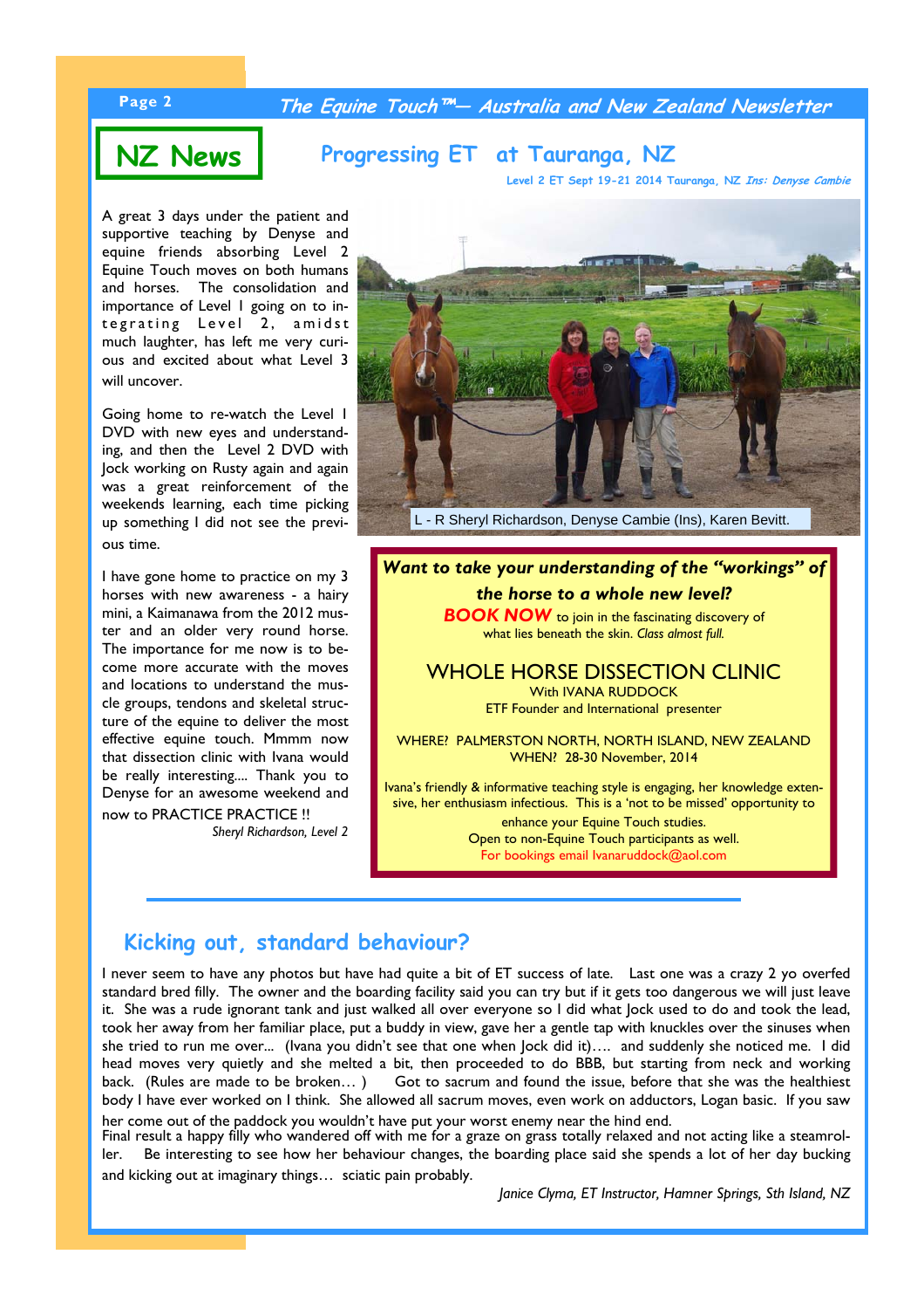## NZ News

## Progressing ET at Tauranga, NZ

Level 2 ET Sept 19-21 2014 Tauranga, NZ *Ins: Denyse Cambie*

A great 3 days under the patient and supportive teaching by Denyse and equine friends absorbing Level 2 Equine Touch moves on both humans and horses. The consolidation and importance of Level I going on to integrating Level 2, amidst much laughter, has left me very curious and excited about what Level 3 will uncover.

Going home to re-watch the Level I DVD with new eyes and understanding, and then the Level 2 DVD with Jock working on Rusty again and again was a great reinforcement of the weekends learning, each time picking up something I did not see the previous time.

I have gone home to practice on my 3 horses with new awareness - a hairy mini, a Kaimanawa from the 2012 muster and an older very round horse. The importance for me now is to become more accurate with the moves and locations to understand the muscle groups, tendons and skeletal structure of the equine to deliver the most effective equine touch. Mmmm now that dissection clinic with Ivana would be really interesting.... Thank you to Denyse for an awesome weekend and now to PRACTICE PRACTICE !!

*Sheryl Richardson, Level 2*

L - R Sheryl Richardson, Denyse Cambie (Ins), Karen Bevitt.

***Want to take your understanding of the "workings" of the horse to a whole new level?***

***BOOK NOW*** to join in the fascinating discovery of what lies beneath the skin. *Class almost full.*

### WHOLE HORSE DISSECTION CLINIC

With IVANA RUDDOCK
ETF Founder and International presenter

WHERE? PALMERSTON NORTH, NORTH ISLAND, NEW ZEALAND
WHEN? 28-30 November, 2014

Ivana's friendly & informative teaching style is engaging, her knowledge extensive, her enthusiasm infectious. This is a 'not to be missed' opportunity to enhance your Equine Touch studies.
Open to non-Equine Touch participants as well.
For bookings email Ivanaruddock@aol.com

## Kicking out, standard behaviour?

I never seem to have any photos but have had quite a bit of ET success of late. Last one was a crazy 2 yo overfed standard bred filly. The owner and the boarding facility said you can try but if it gets too dangerous we will just leave it. She was a rude ignorant tank and just walked all over everyone so I did what Jock used to do and took the lead, took her away from her familiar place, put a buddy in view, gave her a gentle tap with knuckles over the sinuses when she tried to run me over... (Ivana you didn't see that one when Jock did it).... and suddenly she noticed me. I did head moves very quietly and she melted a bit, then proceeded to do BBB, but starting from neck and working back. (Rules are made to be broken… ) Got to sacrum and found the issue, before that she was the healthiest body I have ever worked on I think. She allowed all sacrum moves, even work on adductors, Logan basic. If you saw her come out of the paddock you wouldn't have put your worst enemy near the hind end.
Final result a happy filly who wandered off with me for a graze on grass totally relaxed and not acting like a steamroller. Be interesting to see how her behaviour changes, the boarding place said she spends a lot of her day bucking and kicking out at imaginary things… sciatic pain probably.

*Janice Clyma, ET Instructor, Hamner Springs, Sth Island, NZ*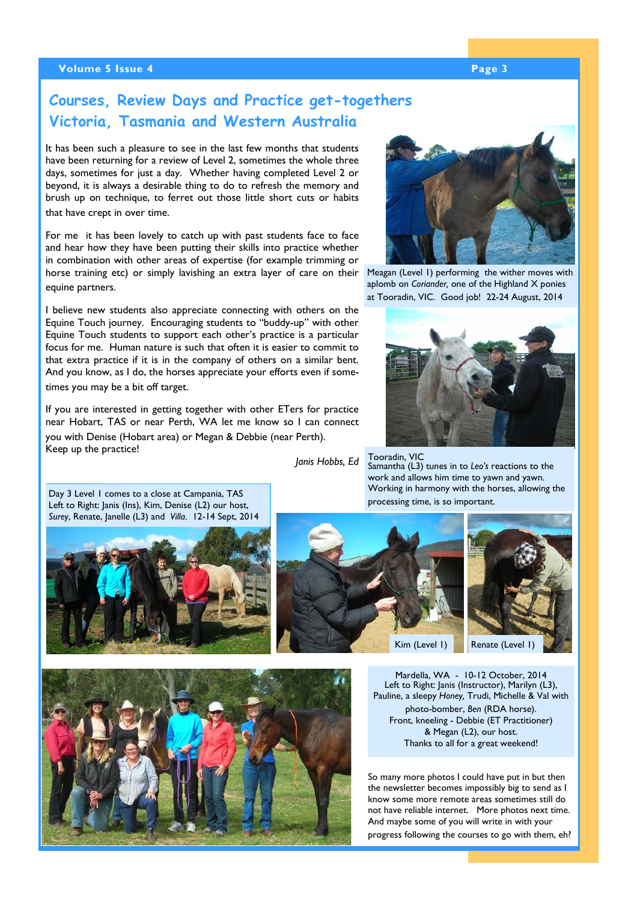# Courses, Review Days and Practice get-togethers Victoria, Tasmania and Western Australia

It has been such a pleasure to see in the last few months that students have been returning for a review of Level 2, sometimes the whole three days, sometimes for just a day. Whether having completed Level 2 or beyond, it is always a desirable thing to do to refresh the memory and brush up on technique, to ferret out those little short cuts or habits that have crept in over time.

For me it has been lovely to catch up with past students face to face and hear how they have been putting their skills into practice whether in combination with other areas of expertise (for example trimming or horse training etc) or simply lavishing an extra layer of care on their equine partners.

I believe new students also appreciate connecting with others on the Equine Touch journey. Encouraging students to "buddy-up" with other Equine Touch students to support each other's practice is a particular focus for me. Human nature is such that often it is easier to commit to that extra practice if it is in the company of others on a similar bent. And you know, as I do, the horses appreciate your efforts even if sometimes you may be a bit off target.

If you are interested in getting together with other ETers for practice near Hobart, TAS or near Perth, WA let me know so I can connect you with Denise (Hobart area) or Megan & Debbie (near Perth).
Keep up the practice!

*Janis Hobbs, Ed*

Meagan (Level I) performing the wither moves with aplomb on *Coriander,* one of the Highland X ponies at Tooradin, VIC. Good job! 22-24 August, 2014

Tooradin, VIC
Samantha (L3) tunes in to *Leo's* reactions to the work and allows him time to yawn and yawn. Working in harmony with the horses, allowing the processing time, is so important.

Day 3 Level I comes to a close at Campania, TAS
Left to Right: Janis (Ins), Kim, Denise (L2) our host, *Surey*, Renate, Janelle (L3) and *Villa*. 12-14 Sept, 2014

Kim (Level I)

Renate (Level I)

Mardella, WA - 10-12 October, 2014
Left to Right: Janis (Instructor), Marilyn (L3), Pauline, a sleepy *Honey,* Trudi, Michelle & Val with photo-bomber, *Ben* (RDA horse).
Front, kneeling - Debbie (ET Practitioner) & Megan (L2), our host.
Thanks to all for a great weekend!

So many more photos I could have put in but then the newsletter becomes impossibly big to send as I know some more remote areas sometimes still do not have reliable internet. More photos next time. And maybe some of you will write in with your progress following the courses to go with them, eh?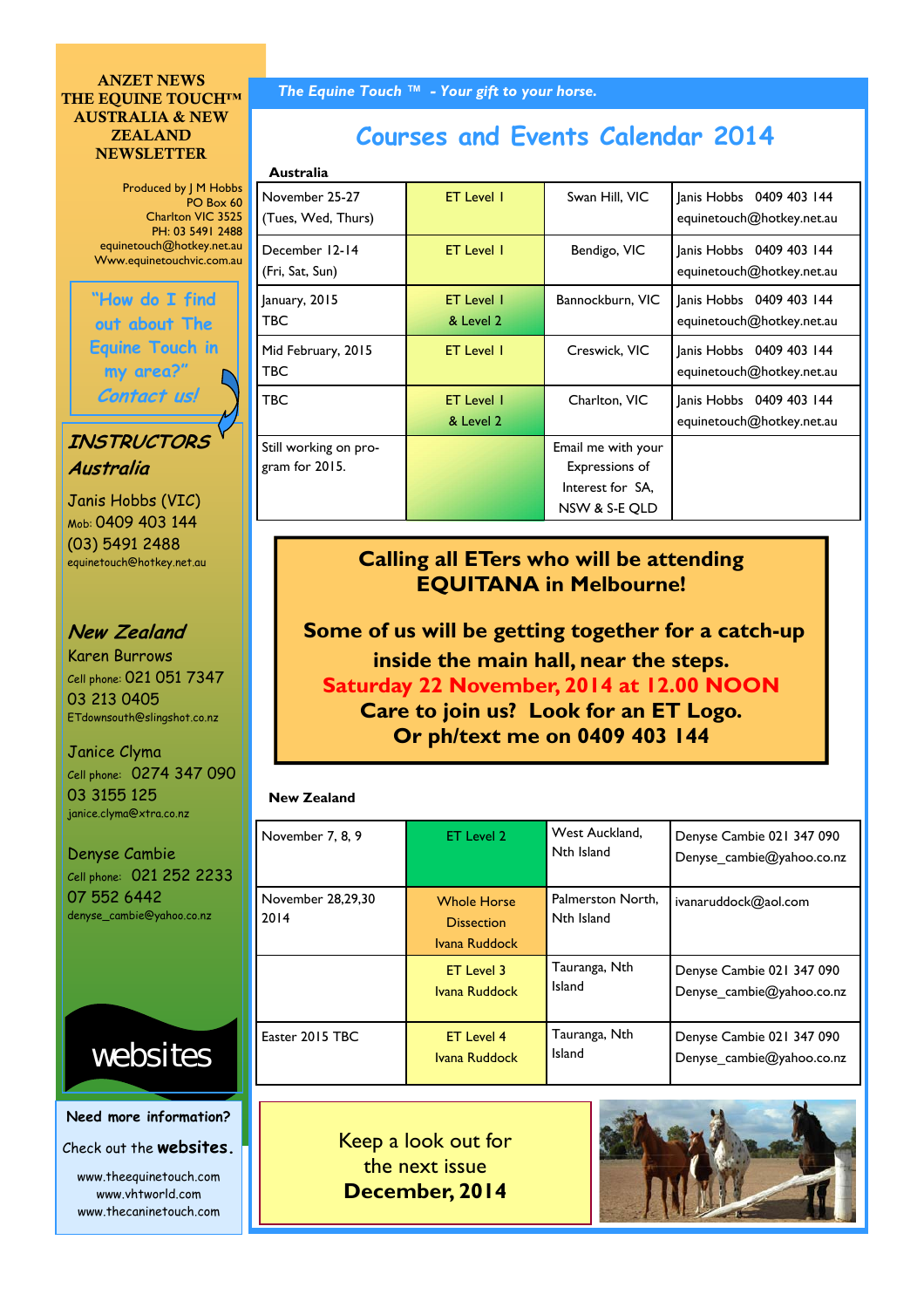ANZET NEWS
THE EQUINE TOUCH™ AUSTRALIA & NEW ZEALAND NEWSLETTER

Produced by J M Hobbs
PO Box 60
Charlton VIC 3525
PH: 03 5491 2488
equinetouch@hotkey.net.au
Www.equinetouchvic.com.au

"How do I find out about The Equine Touch in my area?"
*Contact us!*

## *INSTRUCTORS Australia*

Janis Hobbs (VIC)
Mob: 0409 403 144
(03) 5491 2488
equinetouch@hotkey.net.au

## *New Zealand*

Karen Burrows
Cell phone: 021 051 7347
03 213 0405
ETdownsouth@slingshot.co.nz

Janice Clyma
Cell phone: 0274 347 090
03 3155 125
janice.clyma@xtra.co.nz

Denyse Cambie
Cell phone: 021 252 2233
07 552 6442
denyse_cambie@yahoo.co.nz

websites

**Need more information?**

Check out the **websites.**

www.theequinetouch.com
www.vhtworld.com
www.thecaninetouch.com

*The Equine Touch ™ - Your gift to your horse.*

# Courses and Events Calendar 2014

**Australia**

| | | | |
|---|---|---|---|
| November 25-27 (Tues, Wed, Thurs) | ET Level 1 | Swan Hill, VIC | Janis Hobbs 0409 403 144 equinetouch@hotkey.net.au |
| December 12-14 (Fri, Sat, Sun) | ET Level 1 | Bendigo, VIC | Janis Hobbs 0409 403 144 equinetouch@hotkey.net.au |
| January, 2015 TBC | ET Level 1 & Level 2 | Bannockburn, VIC | Janis Hobbs 0409 403 144 equinetouch@hotkey.net.au |
| Mid February, 2015 TBC | ET Level 1 | Creswick, VIC | Janis Hobbs 0409 403 144 equinetouch@hotkey.net.au |
| TBC | ET Level 1 & Level 2 | Charlton, VIC | Janis Hobbs 0409 403 144 equinetouch@hotkey.net.au |
| Still working on program for 2015. | | Email me with your Expressions of Interest for SA, NSW & S-E QLD | |

**Calling all ETers who will be attending EQUITANA in Melbourne!**

**Some of us will be getting together for a catch-up inside the main hall, near the steps.**
**Saturday 22 November, 2014 at 12.00 NOON**
**Care to join us? Look for an ET Logo.**
**Or ph/text me on 0409 403 144**

**New Zealand**

| | | | |
|---|---|---|---|
| November 7, 8, 9 | ET Level 2 | West Auckland, Nth Island | Denyse Cambie 021 347 090 Denyse_cambie@yahoo.co.nz |
| November 28,29,30 2014 | Whole Horse Dissection Ivana Ruddock | Palmerston North, Nth Island | ivanaruddock@aol.com |
| | ET Level 3 Ivana Ruddock | Tauranga, Nth Island | Denyse Cambie 021 347 090 Denyse_cambie@yahoo.co.nz |
| Easter 2015 TBC | ET Level 4 Ivana Ruddock | Tauranga, Nth Island | Denyse Cambie 021 347 090 Denyse_cambie@yahoo.co.nz |

Keep a look out for the next issue
**December, 2014**